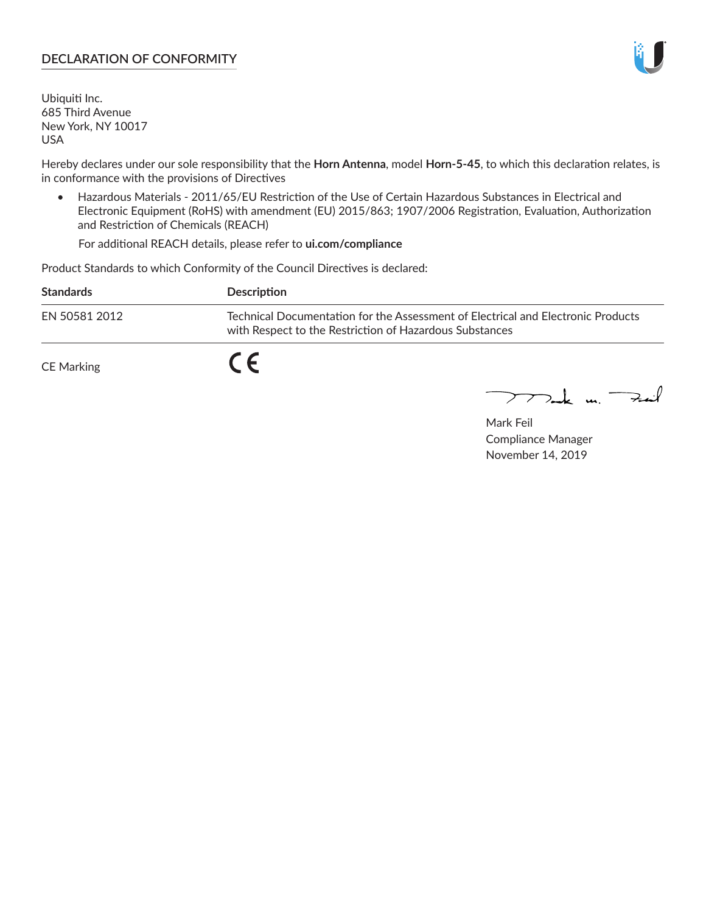# DECLARATION OF CONFORMITY

Ubiquiti Inc.
685 Third Avenue
New York, NY 10017
USA

Hereby declares under our sole responsibility that the **Horn Antenna**, model **Horn-5-45**, to which this declaration relates, is in conformance with the provisions of Directives

- Hazardous Materials - 2011/65/EU Restriction of the Use of Certain Hazardous Substances in Electrical and Electronic Equipment (RoHS) with amendment (EU) 2015/863; 1907/2006 Registration, Evaluation, Authorization and Restriction of Chemicals (REACH)

  For additional REACH details, please refer to **ui.com/compliance**

Product Standards to which Conformity of the Council Directives is declared:

| Standards | Description |
|---|---|
| EN 50581 2012 | Technical Documentation for the Assessment of Electrical and Electronic Products with Respect to the Restriction of Hazardous Substances |

CE Marking CE

Mark Feil
Compliance Manager
November 14, 2019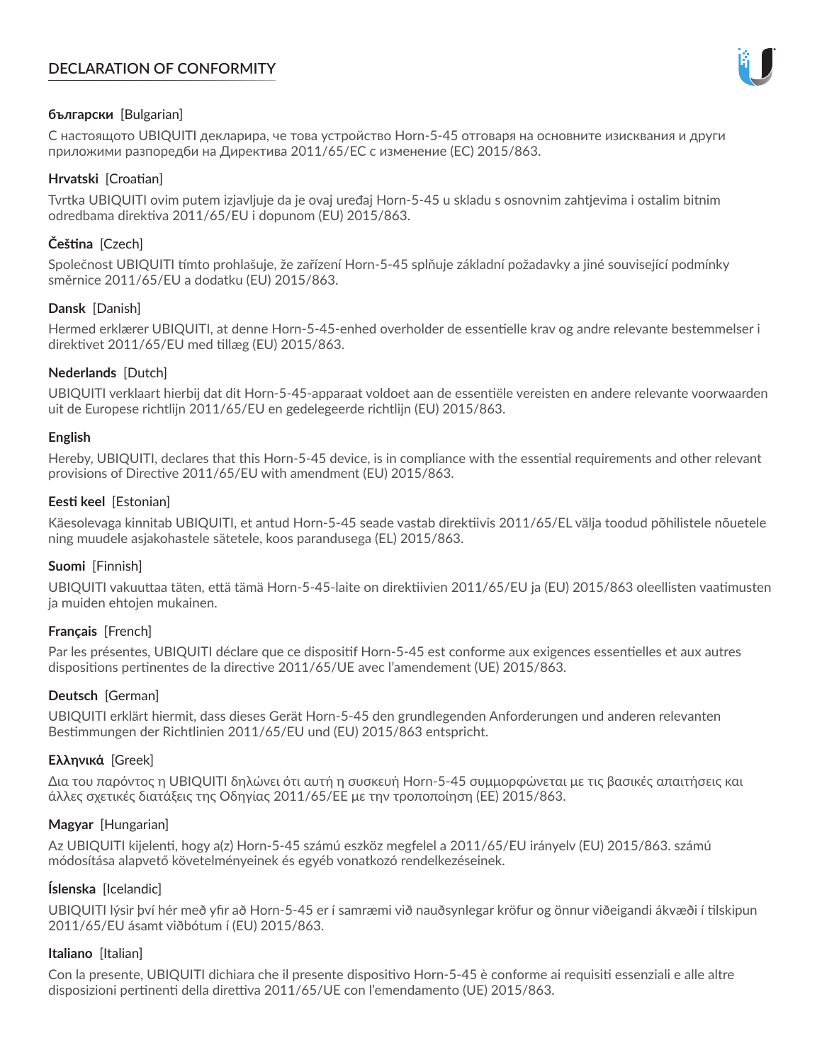# DECLARATION OF CONFORMITY

**български** [Bulgarian]

С настоящото UBIQUITI декларира, че това устройство Horn-5-45 отговаря на основните изисквания и други приложими разпоредби на Директива 2011/65/ЕС с изменение (ЕС) 2015/863.

**Hrvatski** [Croatian]

Tvrtka UBIQUITI ovim putem izjavljuje da je ovaj uređaj Horn-5-45 u skladu s osnovnim zahtjevima i ostalim bitnim odredbama direktiva 2011/65/EU i dopunom (EU) 2015/863.

**Čeština** [Czech]

Společnost UBIQUITI tímto prohlašuje, že zařízení Horn-5-45 splňuje základní požadavky a jiné související podmínky směrnice 2011/65/EU a dodatku (EU) 2015/863.

**Dansk** [Danish]

Hermed erklærer UBIQUITI, at denne Horn-5-45-enhed overholder de essentielle krav og andre relevante bestemmelser i direktivet 2011/65/EU med tillæg (EU) 2015/863.

**Nederlands** [Dutch]

UBIQUITI verklaart hierbij dat dit Horn-5-45-apparaat voldoet aan de essentiële vereisten en andere relevante voorwaarden uit de Europese richtlijn 2011/65/EU en gedelegeerde richtlijn (EU) 2015/863.

**English**

Hereby, UBIQUITI, declares that this Horn-5-45 device, is in compliance with the essential requirements and other relevant provisions of Directive 2011/65/EU with amendment (EU) 2015/863.

**Eesti keel** [Estonian]

Käesolevaga kinnitab UBIQUITI, et antud Horn-5-45 seade vastab direktiivis 2011/65/EL välja toodud põhilistele nõuetele ning muudele asjakohastele sätetele, koos parandusega (EL) 2015/863.

**Suomi** [Finnish]

UBIQUITI vakuuttaa täten, että tämä Horn-5-45-laite on direktiivien 2011/65/EU ja (EU) 2015/863 oleellisten vaatimusten ja muiden ehtojen mukainen.

**Français** [French]

Par les présentes, UBIQUITI déclare que ce dispositif Horn-5-45 est conforme aux exigences essentielles et aux autres dispositions pertinentes de la directive 2011/65/UE avec l'amendement (UE) 2015/863.

**Deutsch** [German]

UBIQUITI erklärt hiermit, dass dieses Gerät Horn-5-45 den grundlegenden Anforderungen und anderen relevanten Bestimmungen der Richtlinien 2011/65/EU und (EU) 2015/863 entspricht.

**Ελληνικά** [Greek]

Δια του παρόντος η UBIQUITI δηλώνει ότι αυτή η συσκευή Horn-5-45 συμμορφώνεται με τις βασικές απαιτήσεις και άλλες σχετικές διατάξεις της Οδηγίας 2011/65/ΕΕ με την τροποποίηση (ΕΕ) 2015/863.

**Magyar** [Hungarian]

Az UBIQUITI kijelenti, hogy a(z) Horn-5-45 számú eszköz megfelel a 2011/65/EU irányelv (EU) 2015/863. számú módosítása alapvető követelményeinek és egyéb vonatkozó rendelkezéseinek.

**Íslenska** [Icelandic]

UBIQUITI lýsir því hér með yfir að Horn-5-45 er í samræmi við nauðsynlegar kröfur og önnur viðeigandi ákvæði í tilskipun 2011/65/EU ásamt viðbótum í (EU) 2015/863.

**Italiano** [Italian]

Con la presente, UBIQUITI dichiara che il presente dispositivo Horn-5-45 è conforme ai requisiti essenziali e alle altre disposizioni pertinenti della direttiva 2011/65/UE con l'emendamento (UE) 2015/863.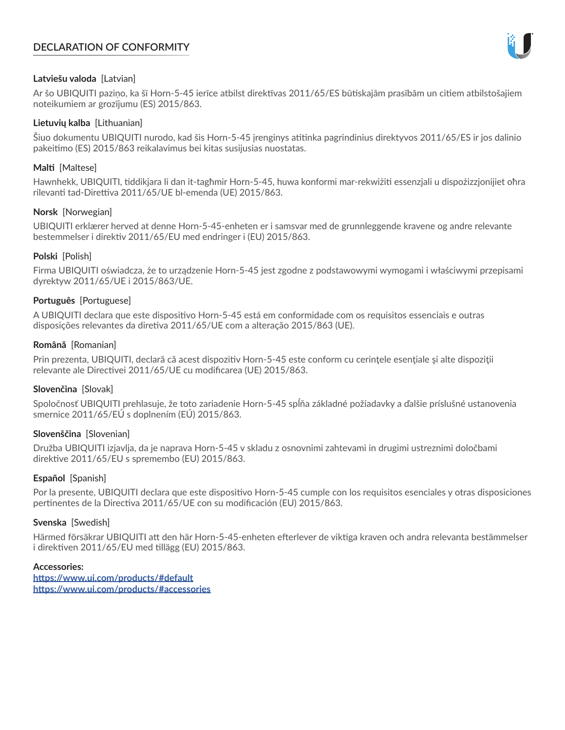DECLARATION OF CONFORMITY

**Latviešu valoda** [Latvian]

Ar šo UBIQUITI paziņo, ka šī Horn-5-45 ierīce atbilst direktīvas 2011/65/ES būtiskajām prasībām un citiem atbilstošajiem noteikumiem ar grozījumu (ES) 2015/863.

**Lietuvių kalba** [Lithuanian]

Šiuo dokumentu UBIQUITI nurodo, kad šis Horn-5-45 įrenginys atitinka pagrindinius direktyvos 2011/65/ES ir jos dalinio pakeitimo (ES) 2015/863 reikalavimus bei kitas susijusias nuostatas.

**Malti** [Maltese]

Hawnhekk, UBIQUITI, tiddikjara li dan it-tagħmir Horn-5-45, huwa konformi mar-rekwiżiti essenzjali u dispożizzjonijiet oħra rilevanti tad-Direttiva 2011/65/UE bl-emenda (UE) 2015/863.

**Norsk** [Norwegian]

UBIQUITI erklærer herved at denne Horn-5-45-enheten er i samsvar med de grunnleggende kravene og andre relevante bestemmelser i direktiv 2011/65/EU med endringer i (EU) 2015/863.

**Polski** [Polish]

Firma UBIQUITI oświadcza, że to urządzenie Horn-5-45 jest zgodne z podstawowymi wymogami i właściwymi przepisami dyrektyw 2011/65/UE i 2015/863/UE.

**Português** [Portuguese]

A UBIQUITI declara que este dispositivo Horn-5-45 está em conformidade com os requisitos essenciais e outras disposições relevantes da diretiva 2011/65/UE com a alteração 2015/863 (UE).

**Română** [Romanian]

Prin prezenta, UBIQUITI, declară că acest dispozitiv Horn-5-45 este conform cu cerinţele esenţiale şi alte dispoziţii relevante ale Directivei 2011/65/UE cu modificarea (UE) 2015/863.

**Slovenčina** [Slovak]

Spoločnosť UBIQUITI prehlasuje, že toto zariadenie Horn-5-45 spĺňa základné požiadavky a ďalšie príslušné ustanovenia smernice 2011/65/EÚ s doplnením (EÚ) 2015/863.

**Slovenščina** [Slovenian]

Družba UBIQUITI izjavlja, da je naprava Horn-5-45 v skladu z osnovnimi zahtevami in drugimi ustreznimi določbami direktive 2011/65/EU s spremembo (EU) 2015/863.

**Español** [Spanish]

Por la presente, UBIQUITI declara que este dispositivo Horn-5-45 cumple con los requisitos esenciales y otras disposiciones pertinentes de la Directiva 2011/65/UE con su modificación (EU) 2015/863.

**Svenska** [Swedish]

Härmed försäkrar UBIQUITI att den här Horn-5-45-enheten efterlever de viktiga kraven och andra relevanta bestämmelser i direktiven 2011/65/EU med tillägg (EU) 2015/863.

**Accessories:**
**https://www.ui.com/products/#default**
**https://www.ui.com/products/#accessories**